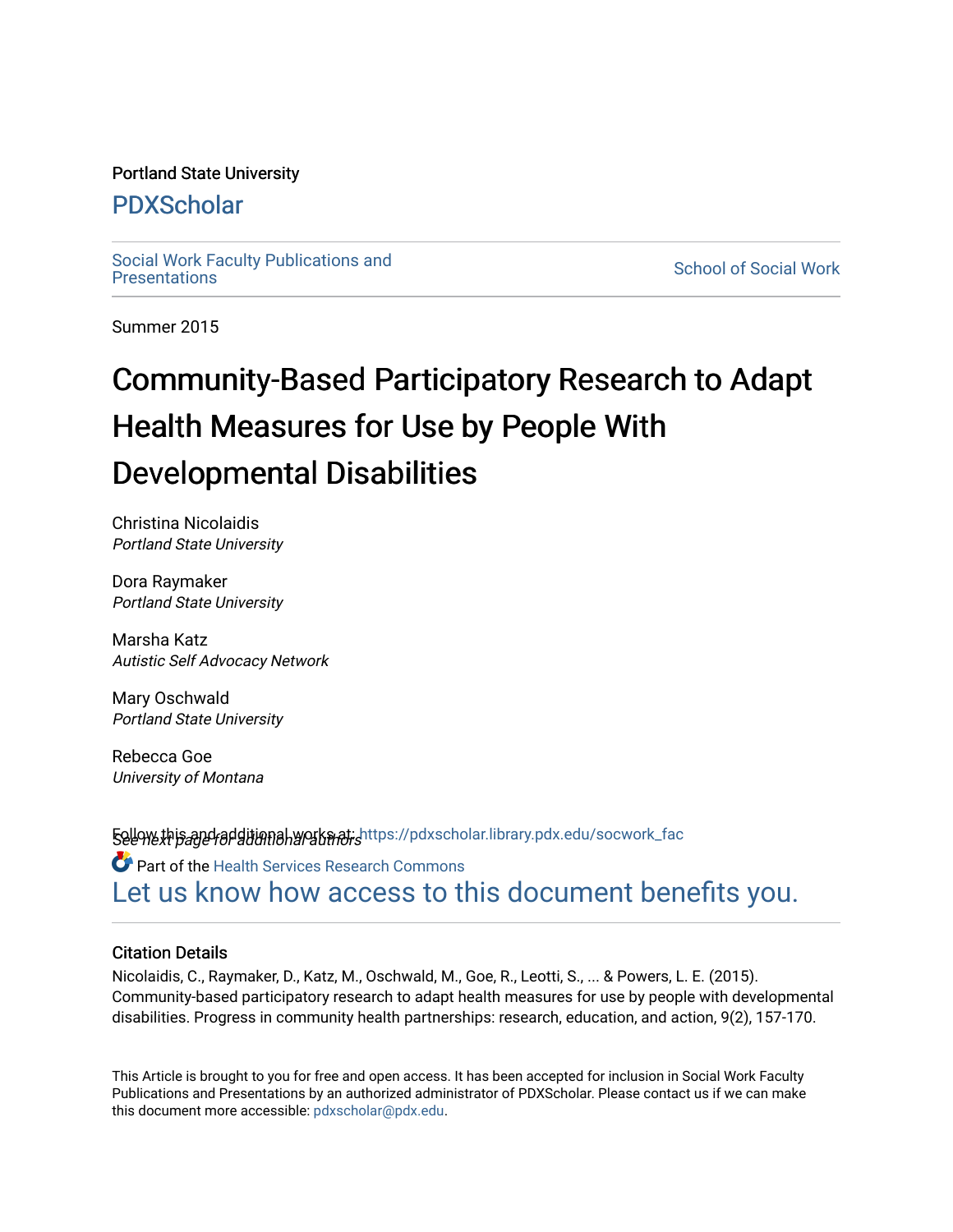Portland State University

# PDXScholar

Social Work Faculty Publications and Presentations

School of Social Work

Summer 2015

# Community-Based Participatory Research to Adapt Health Measures for Use by People With Developmental Disabilities

Christina Nicolaidis
*Portland State University*

Dora Raymaker
*Portland State University*

Marsha Katz
*Autistic Self Advocacy Network*

Mary Oschwald
*Portland State University*

Rebecca Goe
*University of Montana*

*See next page for additional authors*

Follow this and additional works at: https://pdxscholar.library.pdx.edu/socwork_fac

Part of the Health Services Research Commons

Let us know how access to this document benefits you.

## Citation Details

Nicolaidis, C., Raymaker, D., Katz, M., Oschwald, M., Goe, R., Leotti, S., ... & Powers, L. E. (2015). Community-based participatory research to adapt health measures for use by people with developmental disabilities. Progress in community health partnerships: research, education, and action, 9(2), 157-170.

This Article is brought to you for free and open access. It has been accepted for inclusion in Social Work Faculty Publications and Presentations by an authorized administrator of PDXScholar. Please contact us if we can make this document more accessible: pdxscholar@pdx.edu.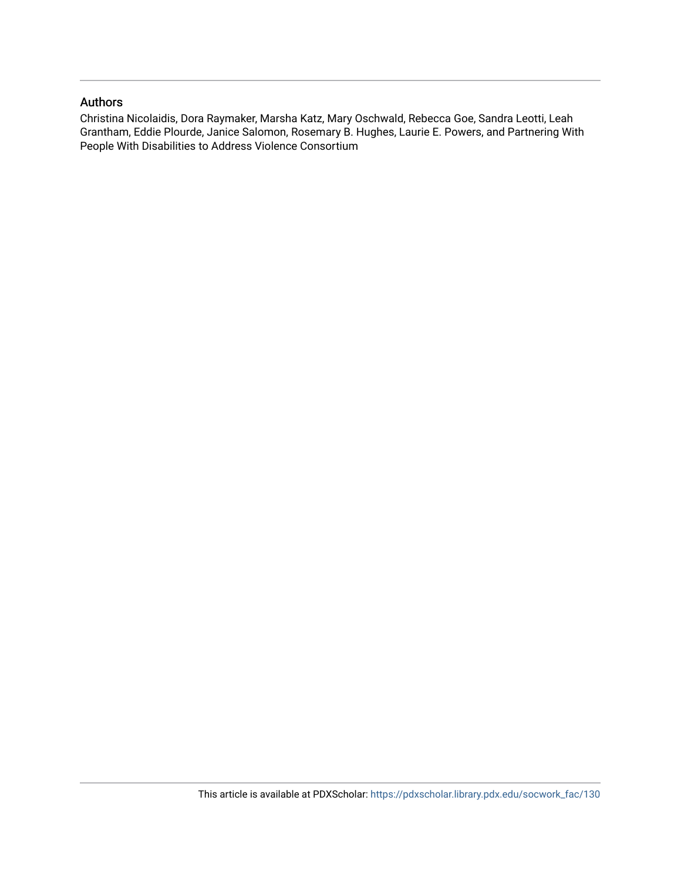## Authors

Christina Nicolaidis, Dora Raymaker, Marsha Katz, Mary Oschwald, Rebecca Goe, Sandra Leotti, Leah Grantham, Eddie Plourde, Janice Salomon, Rosemary B. Hughes, Laurie E. Powers, and Partnering With People With Disabilities to Address Violence Consortium

This article is available at PDXScholar: https://pdxscholar.library.pdx.edu/socwork_fac/130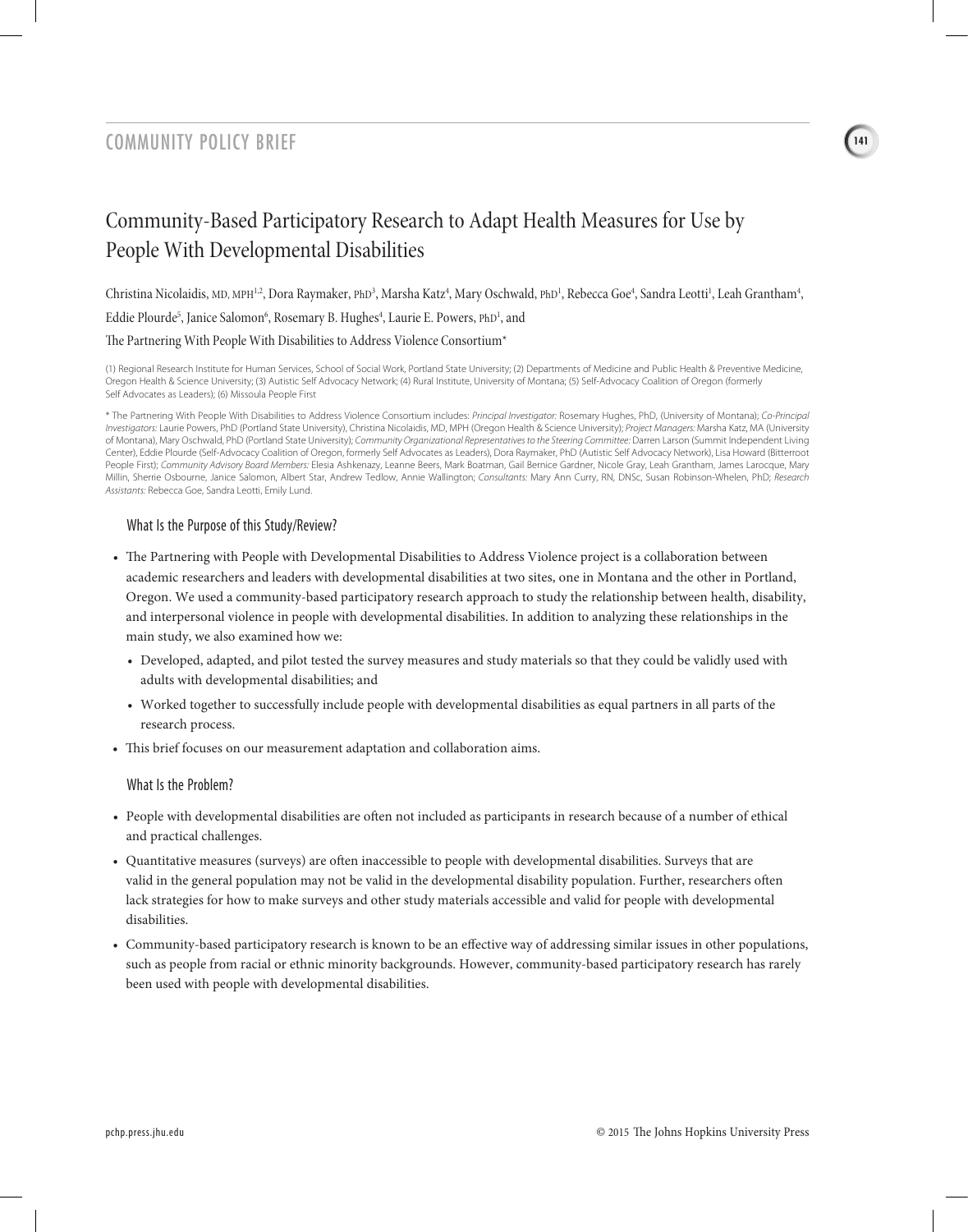COMMUNITY POLICY BRIEF

# Community-Based Participatory Research to Adapt Health Measures for Use by People With Developmental Disabilities

Christina Nicolaidis, MD, MPH[1,2], Dora Raymaker, PhD[3], Marsha Katz[4], Mary Oschwald, PhD[1], Rebecca Goe[4], Sandra Leotti[1], Leah Grantham[4], Eddie Plourde[5], Janice Salomon[6], Rosemary B. Hughes[4], Laurie E. Powers, PhD[1], and The Partnering With People With Disabilities to Address Violence Consortium*

(1) Regional Research Institute for Human Services, School of Social Work, Portland State University; (2) Departments of Medicine and Public Health & Preventive Medicine, Oregon Health & Science University; (3) Autistic Self Advocacy Network; (4) Rural Institute, University of Montana; (5) Self-Advocacy Coalition of Oregon (formerly Self Advocates as Leaders); (6) Missoula People First

* The Partnering With People With Disabilities to Address Violence Consortium includes: *Principal Investigator:* Rosemary Hughes, PhD, (University of Montana); *Co-Principal Investigators:* Laurie Powers, PhD (Portland State University), Christina Nicolaidis, MD, MPH (Oregon Health & Science University); *Project Managers:* Marsha Katz, MA (University of Montana), Mary Oschwald, PhD (Portland State University); *Community Organizational Representatives to the Steering Committee:* Darren Larson (Summit Independent Living Center), Eddie Plourde (Self-Advocacy Coalition of Oregon, formerly Self Advocates as Leaders), Dora Raymaker, PhD (Autistic Self Advocacy Network), Lisa Howard (Bitterroot People First); *Community Advisory Board Members:* Elesia Ashkenazy, Leanne Beers, Mark Boatman, Gail Bernice Gardner, Nicole Gray, Leah Grantham, James Larocque, Mary Millin, Sherrie Osbourne, Janice Salomon, Albert Star, Andrew Tedlow, Annie Wallington; *Consultants:* Mary Ann Curry, RN, DNSc, Susan Robinson-Whelen, PhD; *Research Assistants:* Rebecca Goe, Sandra Leotti, Emily Lund.

## What Is the Purpose of this Study/Review?

- The Partnering with People with Developmental Disabilities to Address Violence project is a collaboration between academic researchers and leaders with developmental disabilities at two sites, one in Montana and the other in Portland, Oregon. We used a community-based participatory research approach to study the relationship between health, disability, and interpersonal violence in people with developmental disabilities. In addition to analyzing these relationships in the main study, we also examined how we:
  - Developed, adapted, and pilot tested the survey measures and study materials so that they could be validly used with adults with developmental disabilities; and
  - Worked together to successfully include people with developmental disabilities as equal partners in all parts of the research process.
- This brief focuses on our measurement adaptation and collaboration aims.

## What Is the Problem?

- People with developmental disabilities are often not included as participants in research because of a number of ethical and practical challenges.
- Quantitative measures (surveys) are often inaccessible to people with developmental disabilities. Surveys that are valid in the general population may not be valid in the developmental disability population. Further, researchers often lack strategies for how to make surveys and other study materials accessible and valid for people with developmental disabilities.
- Community-based participatory research is known to be an effective way of addressing similar issues in other populations, such as people from racial or ethnic minority backgrounds. However, community-based participatory research has rarely been used with people with developmental disabilities.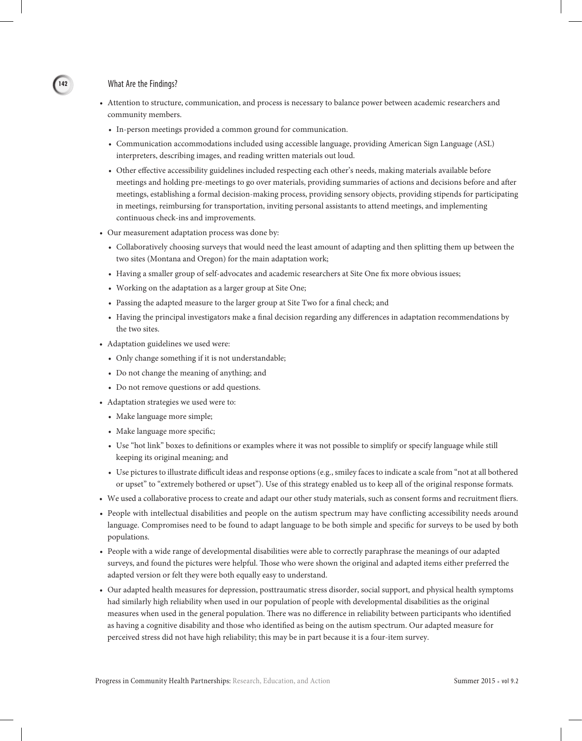## What Are the Findings?

- Attention to structure, communication, and process is necessary to balance power between academic researchers and community members.
  - In-person meetings provided a common ground for communication.
  - Communication accommodations included using accessible language, providing American Sign Language (ASL) interpreters, describing images, and reading written materials out loud.
  - Other effective accessibility guidelines included respecting each other's needs, making materials available before meetings and holding pre-meetings to go over materials, providing summaries of actions and decisions before and after meetings, establishing a formal decision-making process, providing sensory objects, providing stipends for participating in meetings, reimbursing for transportation, inviting personal assistants to attend meetings, and implementing continuous check-ins and improvements.
- Our measurement adaptation process was done by:
  - Collaboratively choosing surveys that would need the least amount of adapting and then splitting them up between the two sites (Montana and Oregon) for the main adaptation work;
  - Having a smaller group of self-advocates and academic researchers at Site One fix more obvious issues;
  - Working on the adaptation as a larger group at Site One;
  - Passing the adapted measure to the larger group at Site Two for a final check; and
  - Having the principal investigators make a final decision regarding any differences in adaptation recommendations by the two sites.
- Adaptation guidelines we used were:
  - Only change something if it is not understandable;
  - Do not change the meaning of anything; and
  - Do not remove questions or add questions.
- Adaptation strategies we used were to:
  - Make language more simple;
  - Make language more specific;
  - Use "hot link" boxes to definitions or examples where it was not possible to simplify or specify language while still keeping its original meaning; and
  - Use pictures to illustrate difficult ideas and response options (e.g., smiley faces to indicate a scale from "not at all bothered or upset" to "extremely bothered or upset"). Use of this strategy enabled us to keep all of the original response formats.
- We used a collaborative process to create and adapt our other study materials, such as consent forms and recruitment fliers.
- People with intellectual disabilities and people on the autism spectrum may have conflicting accessibility needs around language. Compromises need to be found to adapt language to be both simple and specific for surveys to be used by both populations.
- People with a wide range of developmental disabilities were able to correctly paraphrase the meanings of our adapted surveys, and found the pictures were helpful. Those who were shown the original and adapted items either preferred the adapted version or felt they were both equally easy to understand.
- Our adapted health measures for depression, posttraumatic stress disorder, social support, and physical health symptoms had similarly high reliability when used in our population of people with developmental disabilities as the original measures when used in the general population. There was no difference in reliability between participants who identified as having a cognitive disability and those who identified as being on the autism spectrum. Our adapted measure for perceived stress did not have high reliability; this may be in part because it is a four-item survey.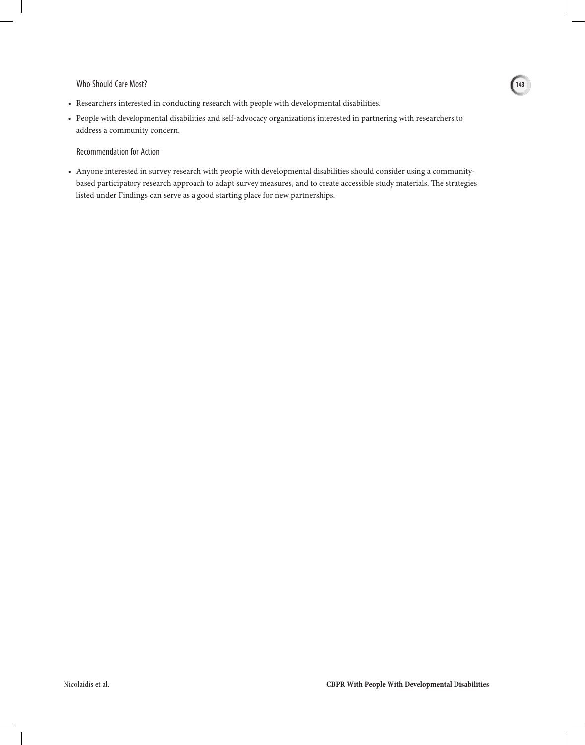### Who Should Care Most?

- Researchers interested in conducting research with people with developmental disabilities.
- People with developmental disabilities and self-advocacy organizations interested in partnering with researchers to address a community concern.

### Recommendation for Action

- Anyone interested in survey research with people with developmental disabilities should consider using a community-based participatory research approach to adapt survey measures, and to create accessible study materials. The strategies listed under Findings can serve as a good starting place for new partnerships.